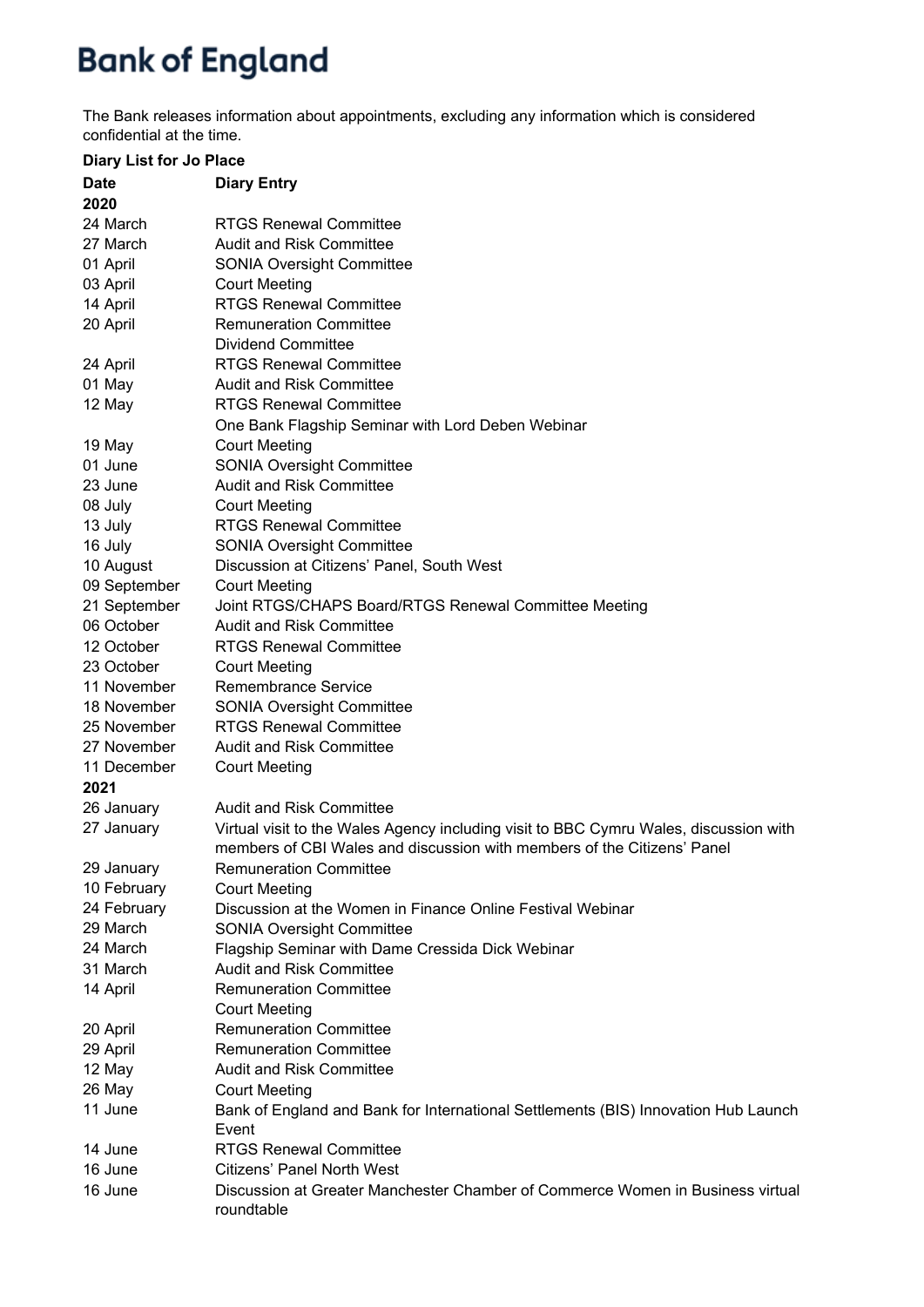# Bank of England

The Bank releases information about appointments, excluding any information which is considered confidential at the time.

**Diary List for Jo Place**

| **Date** | **Diary Entry** |
|---|---|
| **2020** | |
| 24 March | RTGS Renewal Committee |
| 27 March | Audit and Risk Committee |
| 01 April | SONIA Oversight Committee |
| 03 April | Court Meeting |
| 14 April | RTGS Renewal Committee |
| 20 April | Remuneration Committee |
| | Dividend Committee |
| 24 April | RTGS Renewal Committee |
| 01 May | Audit and Risk Committee |
| 12 May | RTGS Renewal Committee |
| | One Bank Flagship Seminar with Lord Deben Webinar |
| 19 May | Court Meeting |
| 01 June | SONIA Oversight Committee |
| 23 June | Audit and Risk Committee |
| 08 July | Court Meeting |
| 13 July | RTGS Renewal Committee |
| 16 July | SONIA Oversight Committee |
| 10 August | Discussion at Citizens' Panel, South West |
| 09 September | Court Meeting |
| 21 September | Joint RTGS/CHAPS Board/RTGS Renewal Committee Meeting |
| 06 October | Audit and Risk Committee |
| 12 October | RTGS Renewal Committee |
| 23 October | Court Meeting |
| 11 November | Remembrance Service |
| 18 November | SONIA Oversight Committee |
| 25 November | RTGS Renewal Committee |
| 27 November | Audit and Risk Committee |
| 11 December | Court Meeting |
| **2021** | |
| 26 January | Audit and Risk Committee |
| 27 January | Virtual visit to the Wales Agency including visit to BBC Cymru Wales, discussion with members of CBI Wales and discussion with members of the Citizens' Panel |
| 29 January | Remuneration Committee |
| 10 February | Court Meeting |
| 24 February | Discussion at the Women in Finance Online Festival Webinar |
| 29 March | SONIA Oversight Committee |
| 24 March | Flagship Seminar with Dame Cressida Dick Webinar |
| 31 March | Audit and Risk Committee |
| 14 April | Remuneration Committee |
| | Court Meeting |
| 20 April | Remuneration Committee |
| 29 April | Remuneration Committee |
| 12 May | Audit and Risk Committee |
| 26 May | Court Meeting |
| 11 June | Bank of England and Bank for International Settlements (BIS) Innovation Hub Launch Event |
| 14 June | RTGS Renewal Committee |
| 16 June | Citizens' Panel North West |
| 16 June | Discussion at Greater Manchester Chamber of Commerce Women in Business virtual roundtable |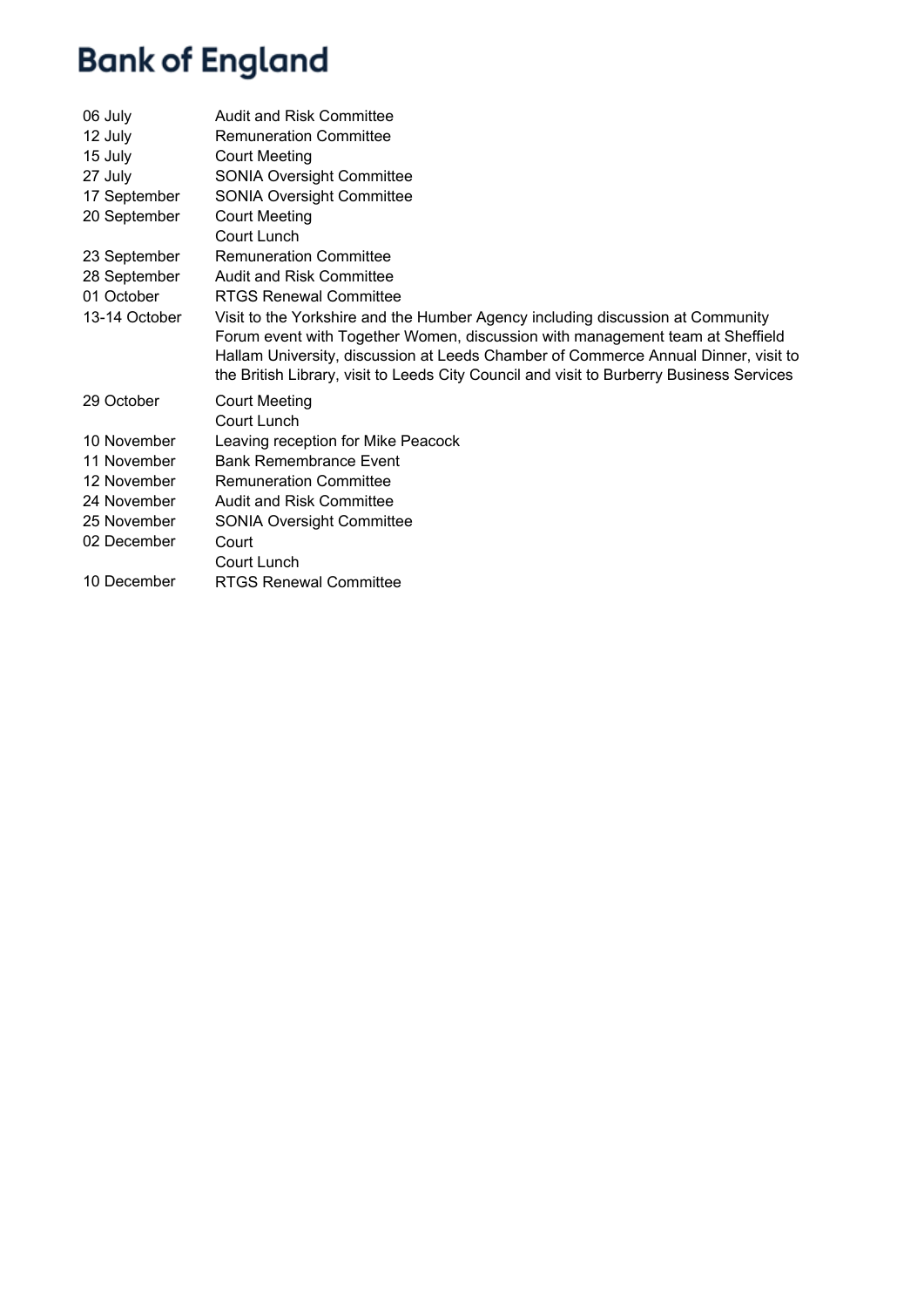# Bank of England

| | |
|---|---|
| 06 July | Audit and Risk Committee |
| 12 July | Remuneration Committee |
| 15 July | Court Meeting |
| 27 July | SONIA Oversight Committee |
| 17 September | SONIA Oversight Committee |
| 20 September | Court Meeting<br>Court Lunch |
| 23 September | Remuneration Committee |
| 28 September | Audit and Risk Committee |
| 01 October | RTGS Renewal Committee |
| 13-14 October | Visit to the Yorkshire and the Humber Agency including discussion at Community Forum event with Together Women, discussion with management team at Sheffield Hallam University, discussion at Leeds Chamber of Commerce Annual Dinner, visit to the British Library, visit to Leeds City Council and visit to Burberry Business Services |
| 29 October | Court Meeting<br>Court Lunch |
| 10 November | Leaving reception for Mike Peacock |
| 11 November | Bank Remembrance Event |
| 12 November | Remuneration Committee |
| 24 November | Audit and Risk Committee |
| 25 November | SONIA Oversight Committee |
| 02 December | Court<br>Court Lunch |
| 10 December | RTGS Renewal Committee |